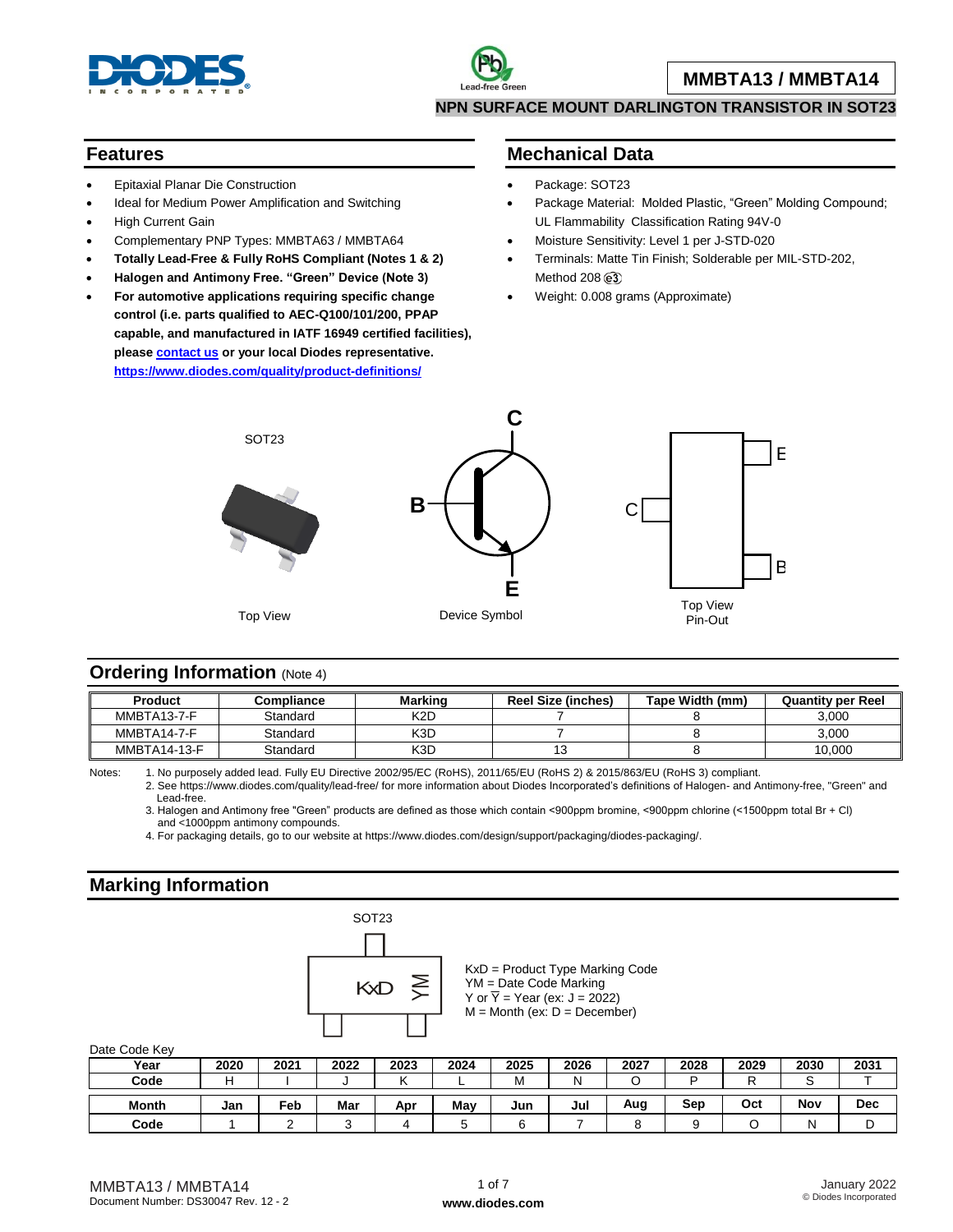# MMBTA13 / MMBTA14

## NPN SURFACE MOUNT DARLINGTON TRANSISTOR IN SOT23

## Features

- Epitaxial Planar Die Construction
- Ideal for Medium Power Amplification and Switching
- High Current Gain
- Complementary PNP Types: MMBTA63 / MMBTA64
- **Totally Lead-Free & Fully RoHS Compliant (Notes 1 & 2)**
- **Halogen and Antimony Free. "Green" Device (Note 3)**
- **For automotive applications requiring specific change control (i.e. parts qualified to AEC-Q100/101/200, PPAP capable, and manufactured in IATF 16949 certified facilities), please contact us or your local Diodes representative.**
  **https://www.diodes.com/quality/product-definitions/**

## Mechanical Data

- Package: SOT23
- Package Material: Molded Plastic, "Green" Molding Compound; UL Flammability Classification Rating 94V-0
- Moisture Sensitivity: Level 1 per J-STD-020
- Terminals: Matte Tin Finish; Solderable per MIL-STD-202, Method 208 (e3)
- Weight: 0.008 grams (Approximate)

SOT23

Top View

Device Symbol

Top View
Pin-Out

## Ordering Information (Note 4)

| Product | Compliance | Marking | Reel Size (inches) | Tape Width (mm) | Quantity per Reel |
|---|---|---|---|---|---|
| MMBTA13-7-F | Standard | K2D | 7 | 8 | 3,000 |
| MMBTA14-7-F | Standard | K3D | 7 | 8 | 3,000 |
| MMBTA14-13-F | Standard | K3D | 13 | 8 | 10,000 |

Notes:
1. No purposely added lead. Fully EU Directive 2002/95/EC (RoHS), 2011/65/EU (RoHS 2) & 2015/863/EU (RoHS 3) compliant.
2. See https://www.diodes.com/quality/lead-free/ for more information about Diodes Incorporated's definitions of Halogen- and Antimony-free, "Green" and Lead-free.
3. Halogen and Antimony free "Green" products are defined as those which contain <900ppm bromine, <900ppm chlorine (<1500ppm total Br + Cl) and <1000ppm antimony compounds.
4. For packaging details, go to our website at https://www.diodes.com/design/support/packaging/diodes-packaging/.

## Marking Information

SOT23

KxD = Product Type Marking Code
YM = Date Code Marking
Y or $\overline{Y}$ = Year (ex: J = 2022)
M = Month (ex: D = December)

Date Code Key

| Year | 2020 | 2021 | 2022 | 2023 | 2024 | 2025 | 2026 | 2027 | 2028 | 2029 | 2030 | 2031 |
|---|---|---|---|---|---|---|---|---|---|---|---|---|
| Code | H | I | J | K | L | M | N | O | P | R | S | T |

| Month | Jan | Feb | Mar | Apr | May | Jun | Jul | Aug | Sep | Oct | Nov | Dec |
|---|---|---|---|---|---|---|---|---|---|---|---|---|
| Code | 1 | 2 | 3 | 4 | 5 | 6 | 7 | 8 | 9 | O | N | D |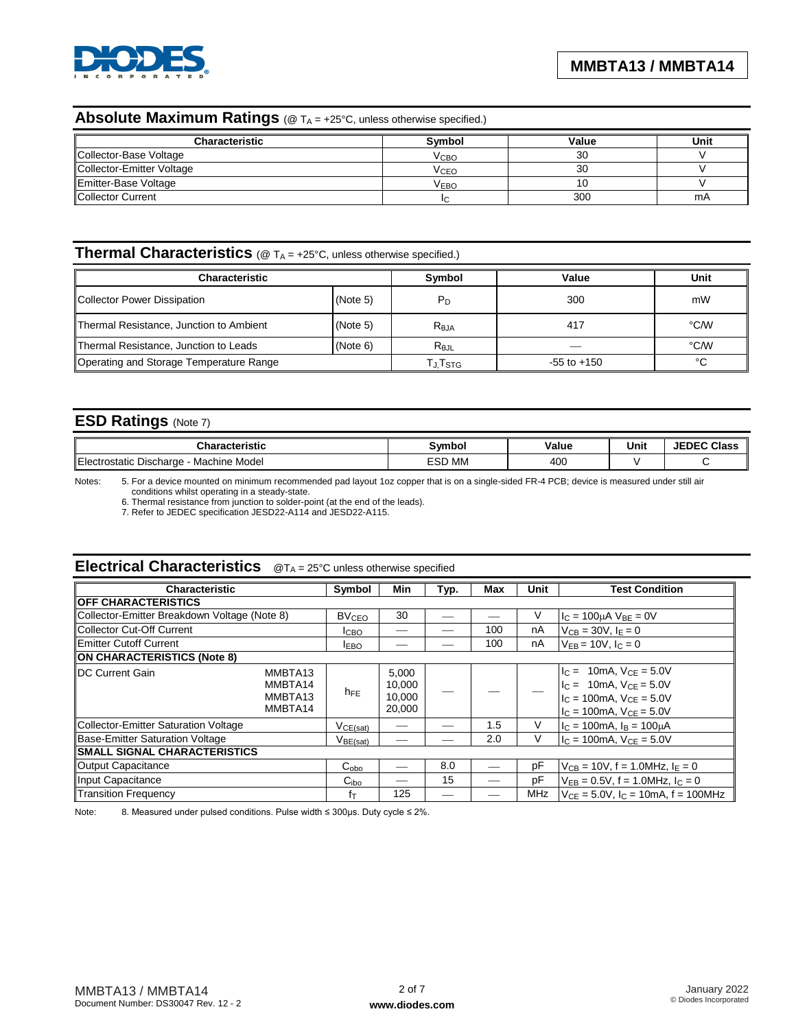## Absolute Maximum Ratings (@ $T_A$ = +25°C, unless otherwise specified.)

| Characteristic | Symbol | Value | Unit |
|---|---|---|---|
| Collector-Base Voltage | $V_{CBO}$ | 30 | V |
| Collector-Emitter Voltage | $V_{CEO}$ | 30 | V |
| Emitter-Base Voltage | $V_{EBO}$ | 10 | V |
| Collector Current | $I_C$ | 300 | mA |

## Thermal Characteristics (@ $T_A$ = +25°C, unless otherwise specified.)

| Characteristic | | Symbol | Value | Unit |
|---|---|---|---|---|
| Collector Power Dissipation | (Note 5) | $P_D$ | 300 | mW |
| Thermal Resistance, Junction to Ambient | (Note 5) | $R_{\theta JA}$ | 417 | °C/W |
| Thermal Resistance, Junction to Leads | (Note 6) | $R_{\theta JL}$ | — | °C/W |
| Operating and Storage Temperature Range | | $T_J, T_{STG}$ | -55 to +150 | °C |

## ESD Ratings (Note 7)

| Characteristic | Symbol | Value | Unit | JEDEC Class |
|---|---|---|---|---|
| Electrostatic Discharge - Machine Model | ESD MM | 400 | V | C |

Notes:
5. For a device mounted on minimum recommended pad layout 1oz copper that is on a single-sided FR-4 PCB; device is measured under still air conditions whilst operating in a steady-state.
6. Thermal resistance from junction to solder-point (at the end of the leads).
7. Refer to JEDEC specification JESD22-A114 and JESD22-A115.

## Electrical Characteristics @$T_A$ = 25°C unless otherwise specified

| Characteristic | | Symbol | Min | Typ. | Max | Unit | Test Condition |
|---|---|---|---|---|---|---|---|
| **OFF CHARACTERISTICS** | | | | | | | |
| Collector-Emitter Breakdown Voltage (Note 8) | | $BV_{CEO}$ | 30 | — | — | V | $I_C$ = 100μA $V_{BE}$ = 0V |
| Collector Cut-Off Current | | $I_{CBO}$ | — | — | 100 | nA | $V_{CB}$ = 30V, $I_E$ = 0 |
| Emitter Cutoff Current | | $I_{EBO}$ | — | — | 100 | nA | $V_{EB}$ = 10V, $I_C$ = 0 |
| **ON CHARACTERISTICS (Note 8)** | | | | | | | |
| DC Current Gain | MMBTA13<br>MMBTA14<br>MMBTA13<br>MMBTA14 | $h_{FE}$ | 5,000<br>10,000<br>10,000<br>20,000 | — | — | — | $I_C$ = 10mA, $V_{CE}$ = 5.0V<br>$I_C$ = 10mA, $V_{CE}$ = 5.0V<br>$I_C$ = 100mA, $V_{CE}$ = 5.0V<br>$I_C$ = 100mA, $V_{CE}$ = 5.0V |
| Collector-Emitter Saturation Voltage | | $V_{CE(sat)}$ | — | — | 1.5 | V | $I_C$ = 100mA, $I_B$ = 100μA |
| Base-Emitter Saturation Voltage | | $V_{BE(sat)}$ | — | — | 2.0 | V | $I_C$ = 100mA, $V_{CE}$ = 5.0V |
| **SMALL SIGNAL CHARACTERISTICS** | | | | | | | |
| Output Capacitance | | $C_{obo}$ | — | 8.0 | — | pF | $V_{CB}$ = 10V, f = 1.0MHz, $I_E$ = 0 |
| Input Capacitance | | $C_{ibo}$ | — | 15 | — | pF | $V_{EB}$ = 0.5V, f = 1.0MHz, $I_C$ = 0 |
| Transition Frequency | | $f_T$ | 125 | — | — | MHz | $V_{CE}$ = 5.0V, $I_C$ = 10mA, f = 100MHz |

Note: 8. Measured under pulsed conditions. Pulse width ≤ 300µs. Duty cycle ≤ 2%.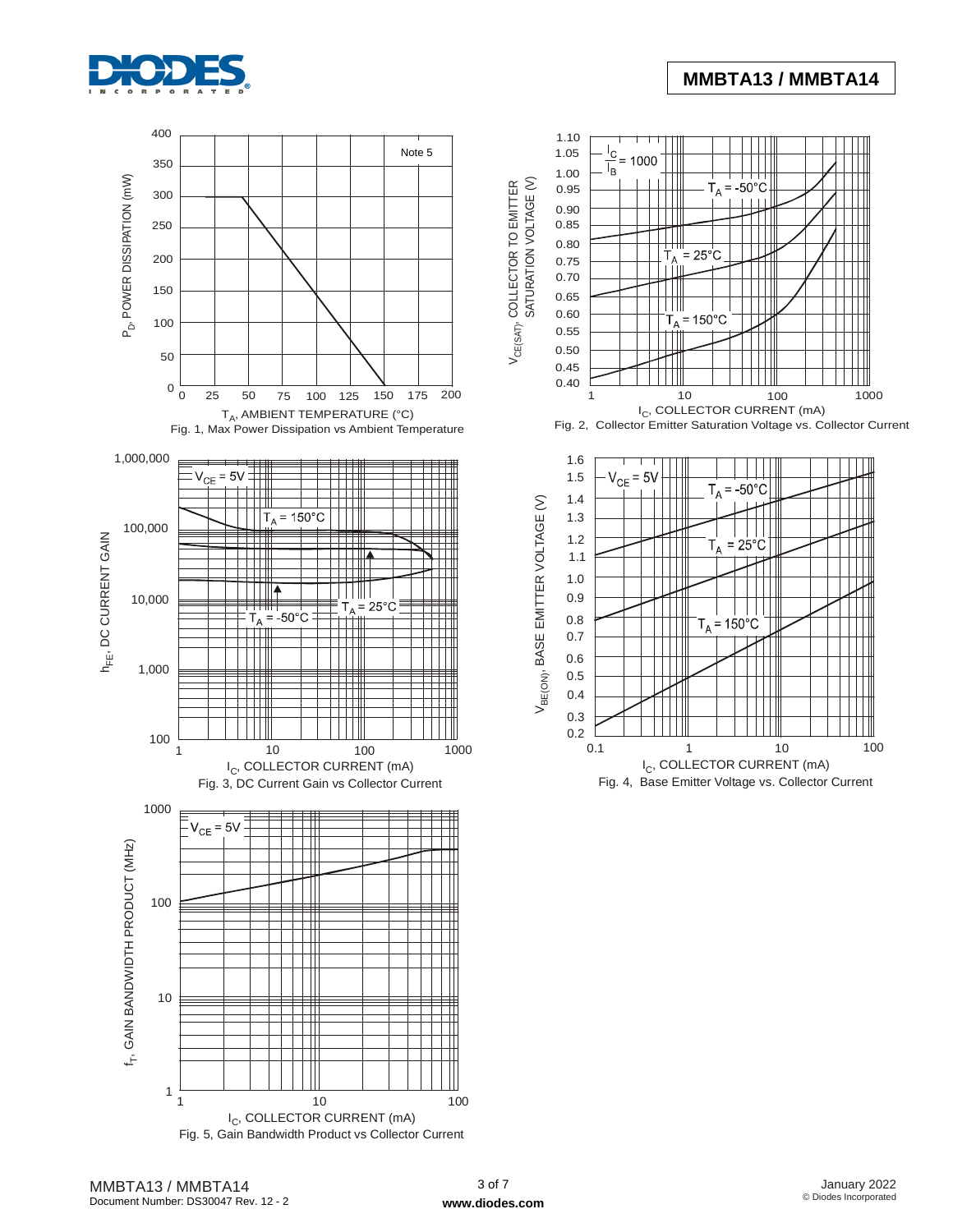Fig. 1, Max Power Dissipation vs Ambient Temperature

Fig. 2, Collector Emitter Saturation Voltage vs. Collector Current

Fig. 3, DC Current Gain vs Collector Current

Fig. 4, Base Emitter Voltage vs. Collector Current

Fig. 5, Gain Bandwidth Product vs Collector Current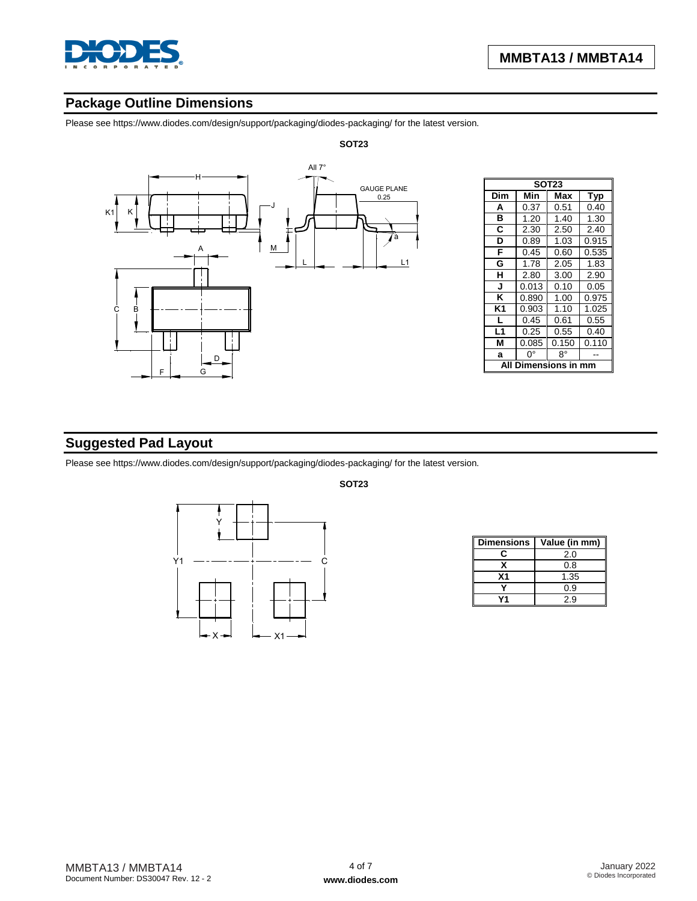## Package Outline Dimensions

Please see https://www.diodes.com/design/support/packaging/diodes-packaging/ for the latest version.

**SOT23**

| SOT23 | | | |
|---|---|---|---|
| **Dim** | **Min** | **Max** | **Typ** |
| **A** | 0.37 | 0.51 | 0.40 |
| **B** | 1.20 | 1.40 | 1.30 |
| **C** | 2.30 | 2.50 | 2.40 |
| **D** | 0.89 | 1.03 | 0.915 |
| **F** | 0.45 | 0.60 | 0.535 |
| **G** | 1.78 | 2.05 | 1.83 |
| **H** | 2.80 | 3.00 | 2.90 |
| **J** | 0.013 | 0.10 | 0.05 |
| **K** | 0.890 | 1.00 | 0.975 |
| **K1** | 0.903 | 1.10 | 1.025 |
| **L** | 0.45 | 0.61 | 0.55 |
| **L1** | 0.25 | 0.55 | 0.40 |
| **M** | 0.085 | 0.150 | 0.110 |
| **a** | 0° | 8° | -- |
| **All Dimensions in mm** | | | |

## Suggested Pad Layout

Please see https://www.diodes.com/design/support/packaging/diodes-packaging/ for the latest version.

**SOT23**

| Dimensions | Value (in mm) |
|---|---|
| **C** | 2.0 |
| **X** | 0.8 |
| **X1** | 1.35 |
| **Y** | 0.9 |
| **Y1** | 2.9 |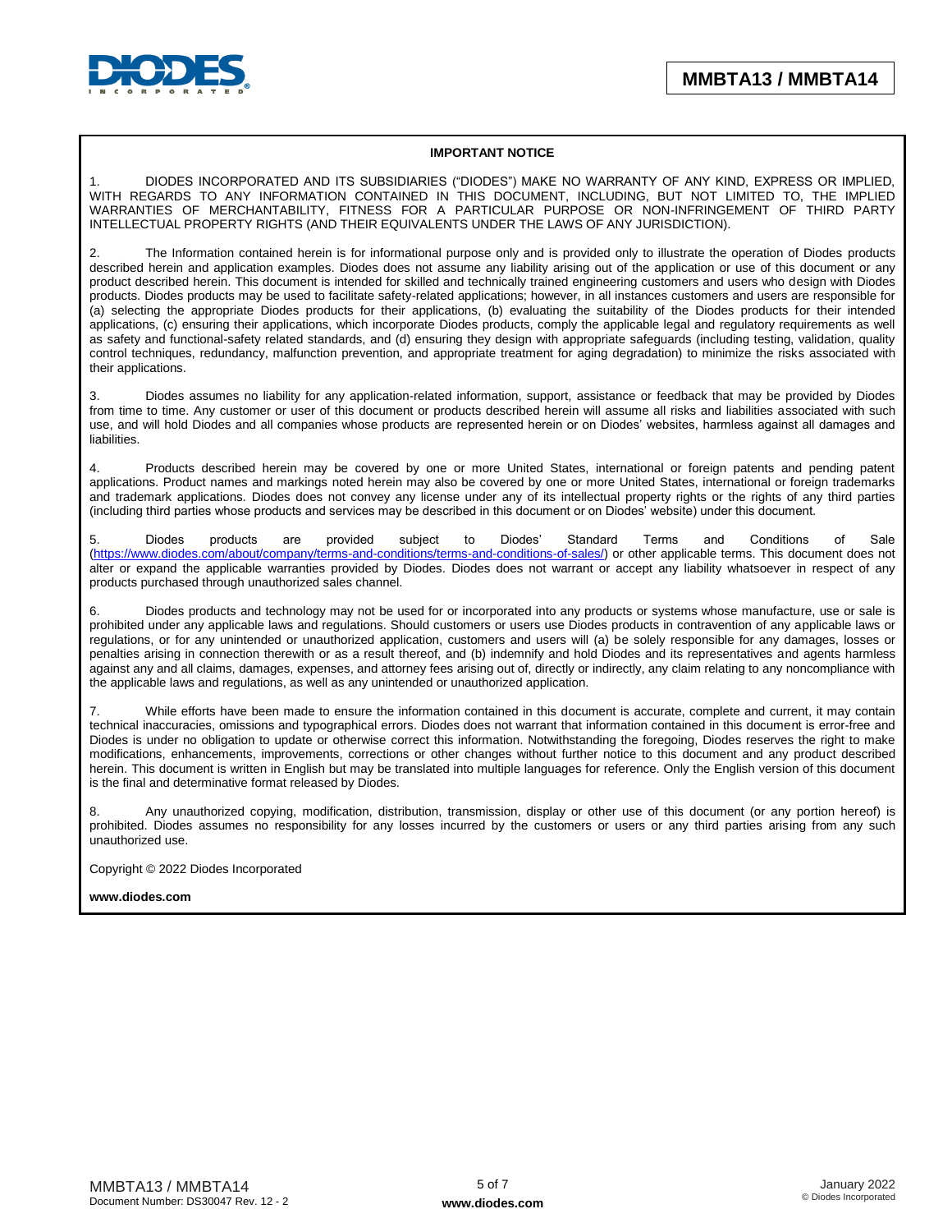## IMPORTANT NOTICE

1. DIODES INCORPORATED AND ITS SUBSIDIARIES ("DIODES") MAKE NO WARRANTY OF ANY KIND, EXPRESS OR IMPLIED, WITH REGARDS TO ANY INFORMATION CONTAINED IN THIS DOCUMENT, INCLUDING, BUT NOT LIMITED TO, THE IMPLIED WARRANTIES OF MERCHANTABILITY, FITNESS FOR A PARTICULAR PURPOSE OR NON-INFRINGEMENT OF THIRD PARTY INTELLECTUAL PROPERTY RIGHTS (AND THEIR EQUIVALENTS UNDER THE LAWS OF ANY JURISDICTION).

2. The Information contained herein is for informational purpose only and is provided only to illustrate the operation of Diodes products described herein and application examples. Diodes does not assume any liability arising out of the application or use of this document or any product described herein. This document is intended for skilled and technically trained engineering customers and users who design with Diodes products. Diodes products may be used to facilitate safety-related applications; however, in all instances customers and users are responsible for (a) selecting the appropriate Diodes products for their applications, (b) evaluating the suitability of the Diodes products for their intended applications, (c) ensuring their applications, which incorporate Diodes products, comply the applicable legal and regulatory requirements as well as safety and functional-safety related standards, and (d) ensuring they design with appropriate safeguards (including testing, validation, quality control techniques, redundancy, malfunction prevention, and appropriate treatment for aging degradation) to minimize the risks associated with their applications.

3. Diodes assumes no liability for any application-related information, support, assistance or feedback that may be provided by Diodes from time to time. Any customer or user of this document or products described herein will assume all risks and liabilities associated with such use, and will hold Diodes and all companies whose products are represented herein or on Diodes' websites, harmless against all damages and liabilities.

4. Products described herein may be covered by one or more United States, international or foreign patents and pending patent applications. Product names and markings noted herein may also be covered by one or more United States, international or foreign trademarks and trademark applications. Diodes does not convey any license under any of its intellectual property rights or the rights of any third parties (including third parties whose products and services may be described in this document or on Diodes' website) under this document.

5. Diodes products are provided subject to Diodes' Standard Terms and Conditions of Sale (https://www.diodes.com/about/company/terms-and-conditions/terms-and-conditions-of-sales/) or other applicable terms. This document does not alter or expand the applicable warranties provided by Diodes. Diodes does not warrant or accept any liability whatsoever in respect of any products purchased through unauthorized sales channel.

6. Diodes products and technology may not be used for or incorporated into any products or systems whose manufacture, use or sale is prohibited under any applicable laws and regulations. Should customers or users use Diodes products in contravention of any applicable laws or regulations, or for any unintended or unauthorized application, customers and users will (a) be solely responsible for any damages, losses or penalties arising in connection therewith or as a result thereof, and (b) indemnify and hold Diodes and its representatives and agents harmless against any and all claims, damages, expenses, and attorney fees arising out of, directly or indirectly, any claim relating to any noncompliance with the applicable laws and regulations, as well as any unintended or unauthorized application.

7. While efforts have been made to ensure the information contained in this document is accurate, complete and current, it may contain technical inaccuracies, omissions and typographical errors. Diodes does not warrant that information contained in this document is error-free and Diodes is under no obligation to update or otherwise correct this information. Notwithstanding the foregoing, Diodes reserves the right to make modifications, enhancements, improvements, corrections or other changes without further notice to this document and any product described herein. This document is written in English but may be translated into multiple languages for reference. Only the English version of this document is the final and determinative format released by Diodes.

8. Any unauthorized copying, modification, distribution, transmission, display or other use of this document (or any portion hereof) is prohibited. Diodes assumes no responsibility for any losses incurred by the customers or users or any third parties arising from any such unauthorized use.

Copyright © 2022 Diodes Incorporated

**www.diodes.com**